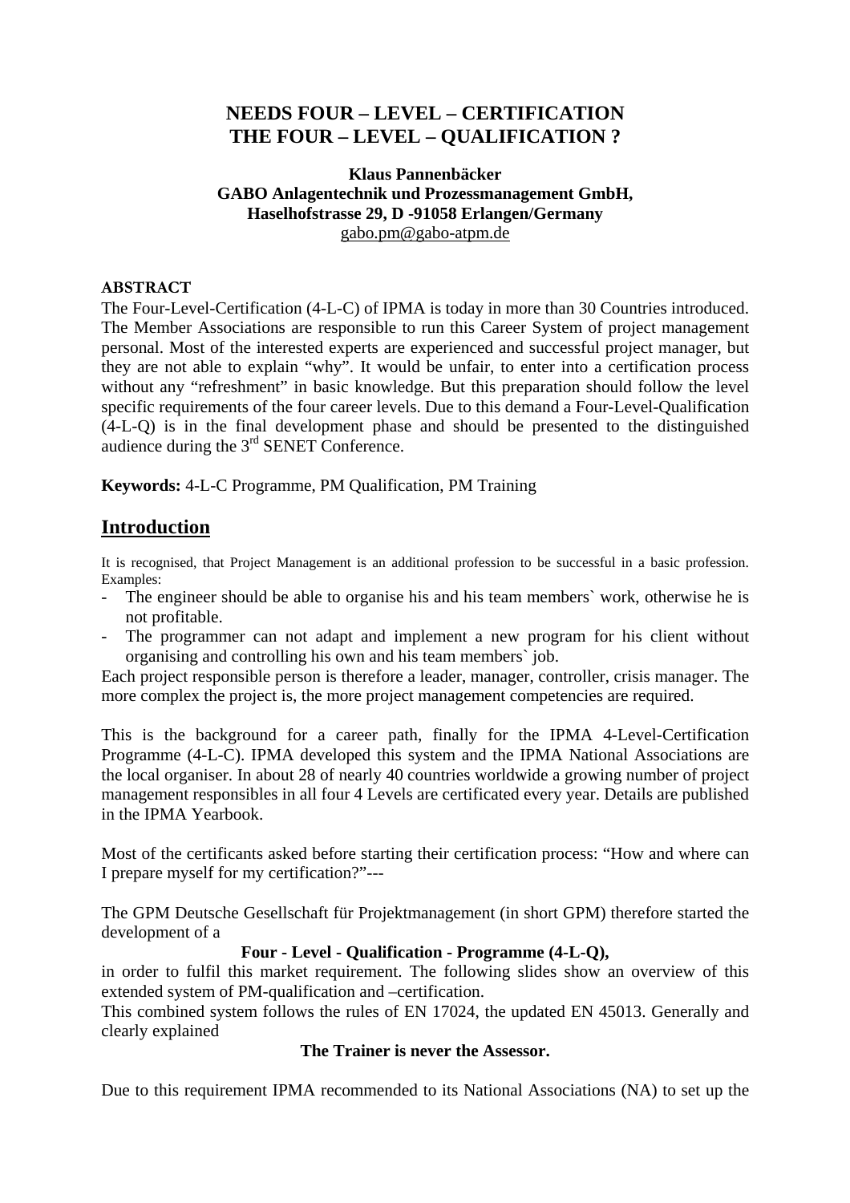# NEEDS FOUR – LEVEL – CERTIFICATION THE FOUR – LEVEL – QUALIFICATION ?

**Klaus Pannenbäcker**
**GABO Anlagentechnik und Prozessmanagement GmbH,**
**Haselhofstrasse 29, D -91058 Erlangen/Germany**
gabo.pm@gabo-atpm.de

## ABSTRACT

The Four-Level-Certification (4-L-C) of IPMA is today in more than 30 Countries introduced. The Member Associations are responsible to run this Career System of project management personal. Most of the interested experts are experienced and successful project manager, but they are not able to explain "why". It would be unfair, to enter into a certification process without any "refreshment" in basic knowledge. But this preparation should follow the level specific requirements of the four career levels. Due to this demand a Four-Level-Qualification (4-L-Q) is in the final development phase and should be presented to the distinguished audience during the 3rd SENET Conference.

**Keywords:** 4-L-C Programme, PM Qualification, PM Training

## Introduction

It is recognised, that Project Management is an additional profession to be successful in a basic profession. Examples:

- The engineer should be able to organise his and his team members` work, otherwise he is not profitable.
- The programmer can not adapt and implement a new program for his client without organising and controlling his own and his team members` job.

Each project responsible person is therefore a leader, manager, controller, crisis manager. The more complex the project is, the more project management competencies are required.

This is the background for a career path, finally for the IPMA 4-Level-Certification Programme (4-L-C). IPMA developed this system and the IPMA National Associations are the local organiser. In about 28 of nearly 40 countries worldwide a growing number of project management responsibles in all four 4 Levels are certificated every year. Details are published in the IPMA Yearbook.

Most of the certificants asked before starting their certification process: "How and where can I prepare myself for my certification?"---

The GPM Deutsche Gesellschaft für Projektmanagement (in short GPM) therefore started the development of a

**Four - Level - Qualification - Programme (4-L-Q),**

in order to fulfil this market requirement. The following slides show an overview of this extended system of PM-qualification and –certification.
This combined system follows the rules of EN 17024, the updated EN 45013. Generally and clearly explained

**The Trainer is never the Assessor.**

Due to this requirement IPMA recommended to its National Associations (NA) to set up the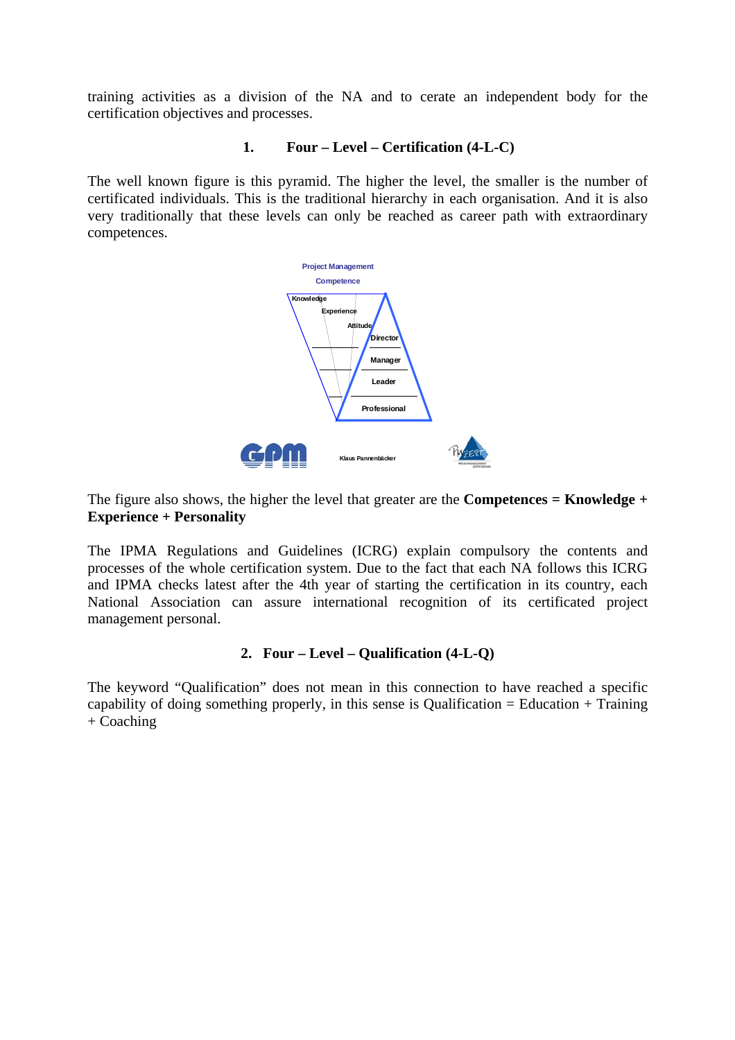training activities as a division of the NA and to cerate an independent body for the certification objectives and processes.

## 1. Four – Level – Certification (4-L-C)

The well known figure is this pyramid. The higher the level, the smaller is the number of certificated individuals. This is the traditional hierarchy in each organisation. And it is also very traditionally that these levels can only be reached as career path with extraordinary competences.

Project Management Competence

Knowledge, Experience, Attitude

Director, Manager, Leader, Professional

GPM — Klaus Pannenbäcker — PM ZERT

The figure also shows, the higher the level that greater are the **Competences = Knowledge + Experience + Personality**

The IPMA Regulations and Guidelines (ICRG) explain compulsory the contents and processes of the whole certification system. Due to the fact that each NA follows this ICRG and IPMA checks latest after the 4th year of starting the certification in its country, each National Association can assure international recognition of its certificated project management personal.

## 2. Four – Level – Qualification (4-L-Q)

The keyword "Qualification" does not mean in this connection to have reached a specific capability of doing something properly, in this sense is Qualification = Education + Training + Coaching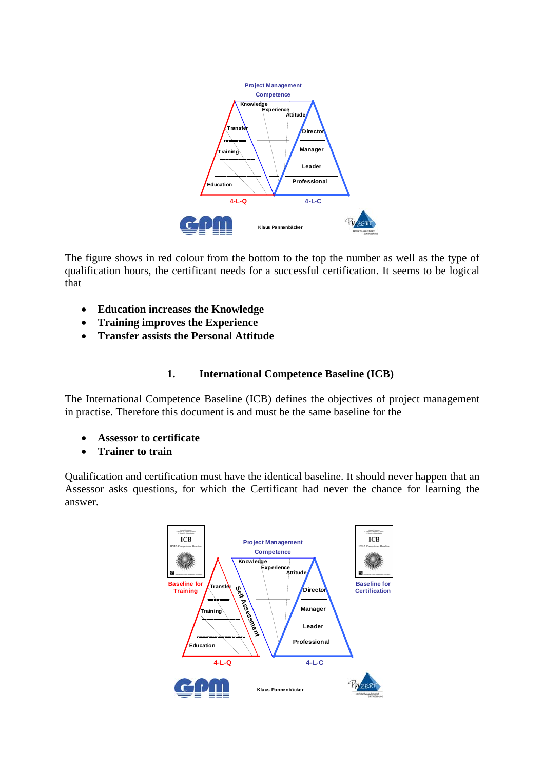The figure shows in red colour from the bottom to the top the number as well as the type of qualification hours, the certificant needs for a successful certification. It seems to be logical that

- **Education increases the Knowledge**
- **Training improves the Experience**
- **Transfer assists the Personal Attitude**

## 1. International Competence Baseline (ICB)

The International Competence Baseline (ICB) defines the objectives of project management in practise. Therefore this document is and must be the same baseline for the

- **Assessor to certificate**
- **Trainer to train**

Qualification and certification must have the identical baseline. It should never happen that an Assessor asks questions, for which the Certificant had never the chance for learning the answer.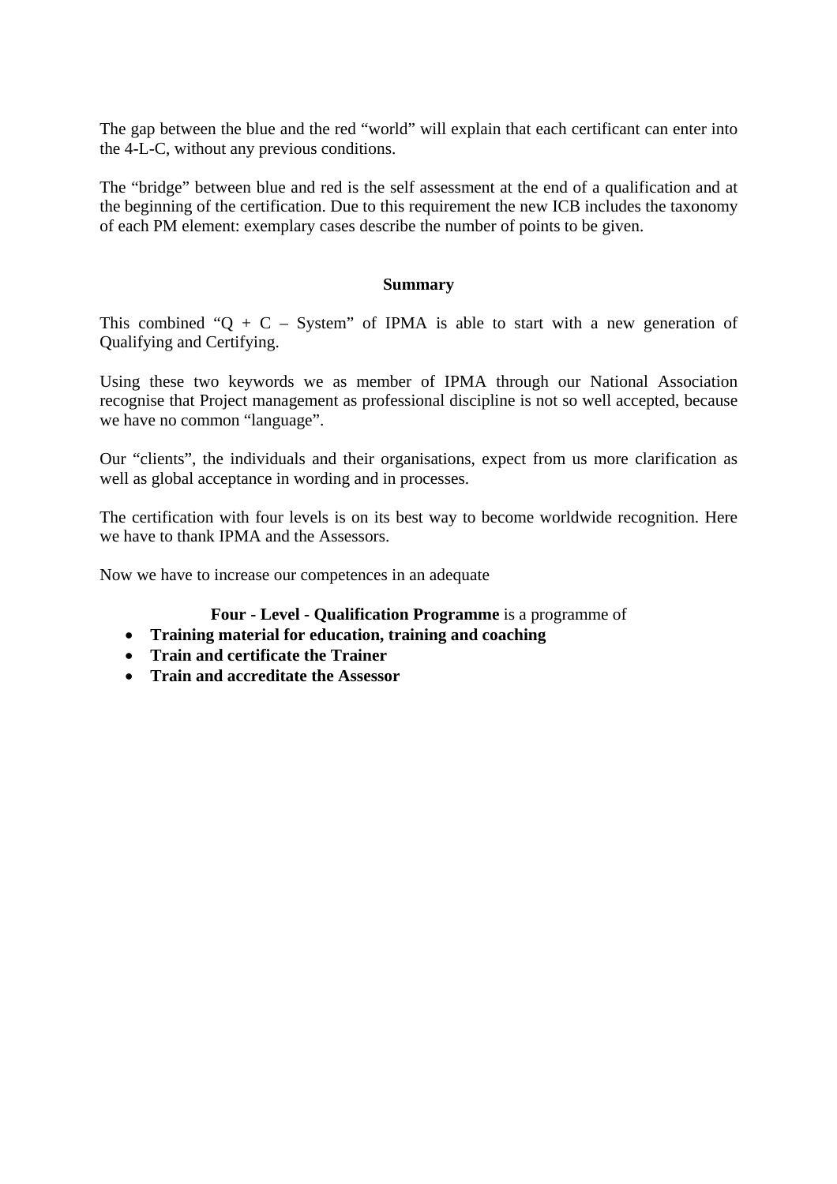The gap between the blue and the red "world" will explain that each certificant can enter into the 4-L-C, without any previous conditions.

The "bridge" between blue and red is the self assessment at the end of a qualification and at the beginning of the certification. Due to this requirement the new ICB includes the taxonomy of each PM element: exemplary cases describe the number of points to be given.

## Summary

This combined "Q + C – System" of IPMA is able to start with a new generation of Qualifying and Certifying.

Using these two keywords we as member of IPMA through our National Association recognise that Project management as professional discipline is not so well accepted, because we have no common "language".

Our "clients", the individuals and their organisations, expect from us more clarification as well as global acceptance in wording and in processes.

The certification with four levels is on its best way to become worldwide recognition. Here we have to thank IPMA and the Assessors.

Now we have to increase our competences in an adequate

**Four - Level - Qualification Programme** is a programme of

- **Training material for education, training and coaching**
- **Train and certificate the Trainer**
- **Train and accreditate the Assessor**